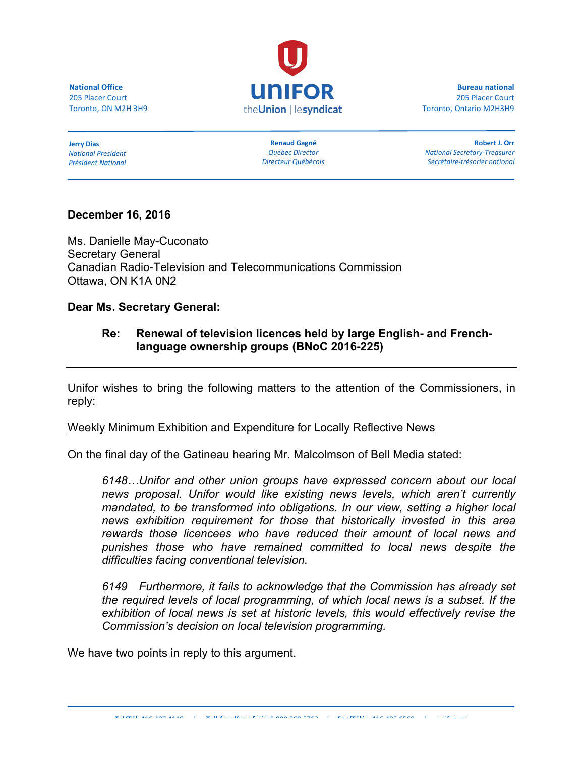**National Office**
205 Placer Court
Toronto, ON M2H 3H9

**UNIFOR**
the**Union** | le**syndicat**

**Bureau national**
205 Placer Court
Toronto, Ontario M2H3H9

**Jerry Dias**
*National President*
*Président National*

**Renaud Gagné**
*Quebec Director*
*Directeur Québécois*

**Robert J. Orr**
*National Secretary-Treasurer*
*Secrétaire-trésorier national*

---

**December 16, 2016**

Ms. Danielle May-Cuconato
Secretary General
Canadian Radio-Television and Telecommunications Commission
Ottawa, ON K1A 0N2

**Dear Ms. Secretary General:**

**Re: Renewal of television licences held by large English- and French-language ownership groups (BNoC 2016-225)**

---

Unifor wishes to bring the following matters to the attention of the Commissioners, in reply:

<u>Weekly Minimum Exhibition and Expenditure for Locally Reflective News</u>

On the final day of the Gatineau hearing Mr. Malcolmson of Bell Media stated:

> *6148…Unifor and other union groups have expressed concern about our local news proposal. Unifor would like existing news levels, which aren't currently mandated, to be transformed into obligations. In our view, setting a higher local news exhibition requirement for those that historically invested in this area rewards those licencees who have reduced their amount of local news and punishes those who have remained committed to local news despite the difficulties facing conventional television.*
>
> *6149 Furthermore, it fails to acknowledge that the Commission has already set the required levels of local programming, of which local news is a subset. If the exhibition of local news is set at historic levels, this would effectively revise the Commission's decision on local television programming.*

We have two points in reply to this argument.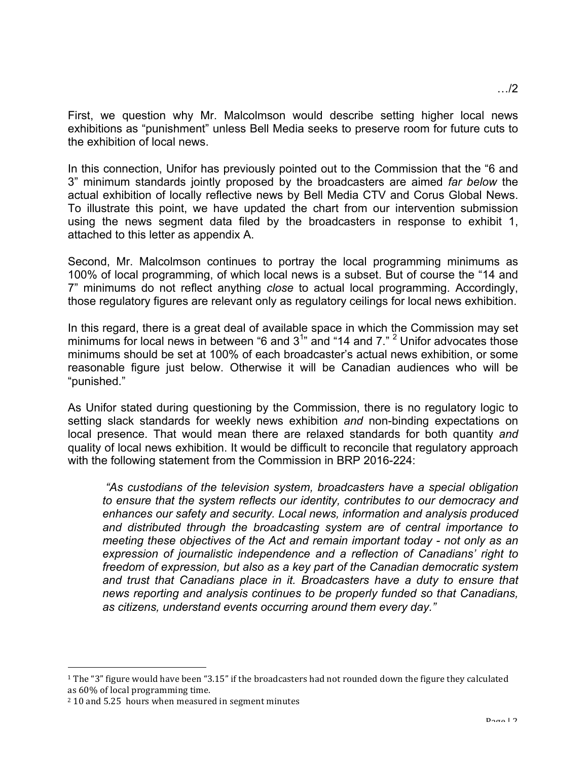First, we question why Mr. Malcolmson would describe setting higher local news exhibitions as "punishment" unless Bell Media seeks to preserve room for future cuts to the exhibition of local news.

In this connection, Unifor has previously pointed out to the Commission that the "6 and 3" minimum standards jointly proposed by the broadcasters are aimed *far below* the actual exhibition of locally reflective news by Bell Media CTV and Corus Global News. To illustrate this point, we have updated the chart from our intervention submission using the news segment data filed by the broadcasters in response to exhibit 1, attached to this letter as appendix A.

Second, Mr. Malcolmson continues to portray the local programming minimums as 100% of local programming, of which local news is a subset. But of course the "14 and 7" minimums do not reflect anything *close* to actual local programming. Accordingly, those regulatory figures are relevant only as regulatory ceilings for local news exhibition.

In this regard, there is a great deal of available space in which the Commission may set minimums for local news in between "6 and 3[1]" and "14 and 7." [2] Unifor advocates those minimums should be set at 100% of each broadcaster's actual news exhibition, or some reasonable figure just below. Otherwise it will be Canadian audiences who will be "punished."

As Unifor stated during questioning by the Commission, there is no regulatory logic to setting slack standards for weekly news exhibition *and* non-binding expectations on local presence. That would mean there are relaxed standards for both quantity *and* quality of local news exhibition. It would be difficult to reconcile that regulatory approach with the following statement from the Commission in BRP 2016-224:

> *"As custodians of the television system, broadcasters have a special obligation to ensure that the system reflects our identity, contributes to our democracy and enhances our safety and security. Local news, information and analysis produced and distributed through the broadcasting system are of central importance to meeting these objectives of the Act and remain important today - not only as an expression of journalistic independence and a reflection of Canadians' right to freedom of expression, but also as a key part of the Canadian democratic system and trust that Canadians place in it. Broadcasters have a duty to ensure that news reporting and analysis continues to be properly funded so that Canadians, as citizens, understand events occurring around them every day."*

---

[1] The "3" figure would have been "3.15" if the broadcasters had not rounded down the figure they calculated as 60% of local programming time.

[2] 10 and 5.25 hours when measured in segment minutes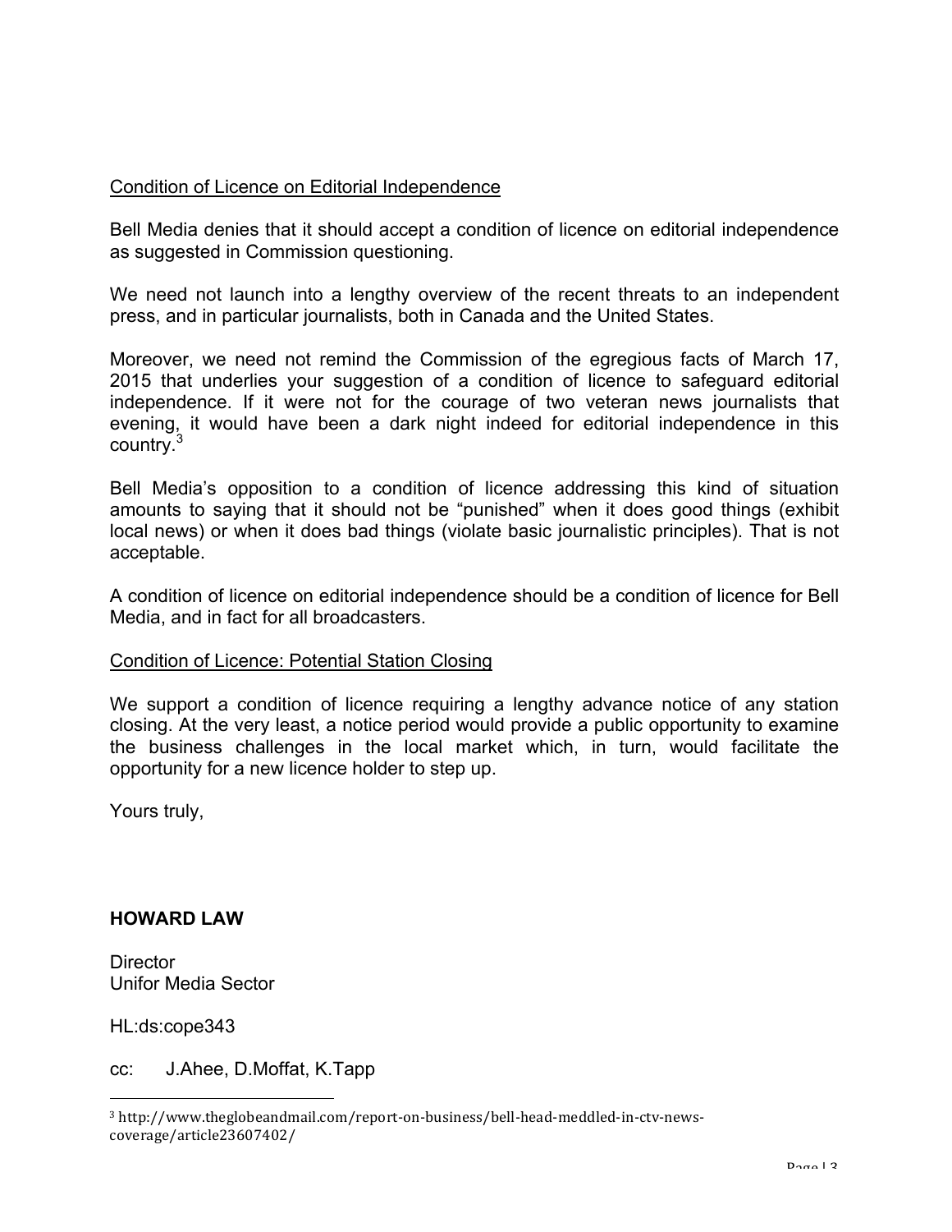Condition of Licence on Editorial Independence

Bell Media denies that it should accept a condition of licence on editorial independence as suggested in Commission questioning.

We need not launch into a lengthy overview of the recent threats to an independent press, and in particular journalists, both in Canada and the United States.

Moreover, we need not remind the Commission of the egregious facts of March 17, 2015 that underlies your suggestion of a condition of licence to safeguard editorial independence. If it were not for the courage of two veteran news journalists that evening, it would have been a dark night indeed for editorial independence in this country.[3]

Bell Media's opposition to a condition of licence addressing this kind of situation amounts to saying that it should not be "punished" when it does good things (exhibit local news) or when it does bad things (violate basic journalistic principles). That is not acceptable.

A condition of licence on editorial independence should be a condition of licence for Bell Media, and in fact for all broadcasters.

Condition of Licence: Potential Station Closing

We support a condition of licence requiring a lengthy advance notice of any station closing. At the very least, a notice period would provide a public opportunity to examine the business challenges in the local market which, in turn, would facilitate the opportunity for a new licence holder to step up.

Yours truly,

**HOWARD LAW**

Director
Unifor Media Sector

HL:ds:cope343

cc: J.Ahee, D.Moffat, K.Tapp

---

[3] http://www.theglobeandmail.com/report-on-business/bell-head-meddled-in-ctv-news-coverage/article23607402/